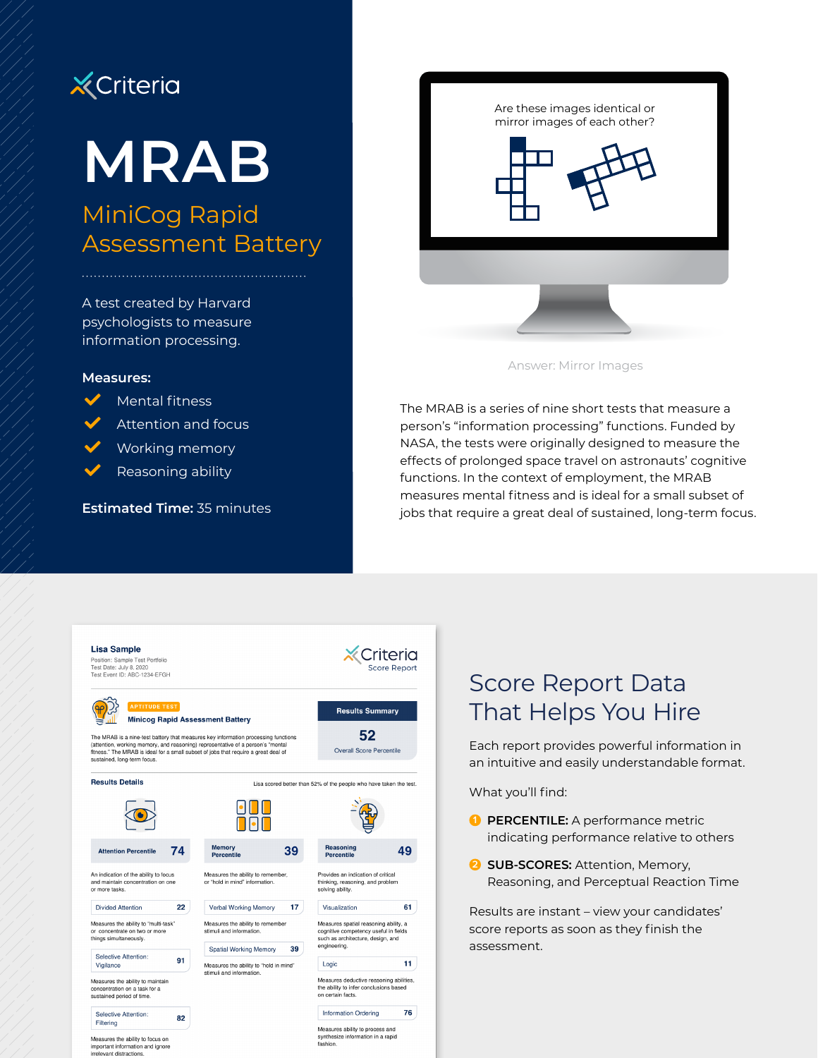Criteria

# MRAB

## MiniCog Rapid Assessment Battery

A test created by Harvard psychologists to measure information processing.

**Measures:**

- Mental fitness
- Attention and focus
- Working memory
- Reasoning ability

**Estimated Time:** 35 minutes

Are these images identical or mirror images of each other?

Answer: Mirror Images

The MRAB is a series of nine short tests that measure a person's "information processing" functions. Funded by NASA, the tests were originally designed to measure the effects of prolonged space travel on astronauts' cognitive functions. In the context of employment, the MRAB measures mental fitness and is ideal for a small subset of jobs that require a great deal of sustained, long-term focus.

**Lisa Sample**
Position: Sample Test Portfolio
Test Date: July 8, 2020
Test Event ID: ABC-1234-EFGH

Criteria Score Report

APTITUDE TEST
**Minicog Rapid Assessment Battery**

The MRAB is a nine-test battery that measures key information processing functions (attention, working memory, and reasoning) representative of a person's "mental fitness." The MRAB is ideal for a small subset of jobs that require a great deal of sustained, long-term focus.

**Results Summary**
52
Overall Score Percentile

**Results Details**

Lisa scored better than 52% of the people who have taken the test.

**Attention Percentile 74**
An indication of the ability to focus and maintain concentration on one or more tasks.

- Divided Attention 22 — Measures the ability to "multi-task" or concentrate on two or more things simultaneously.
- Selective Attention: Vigilance 91 — Measures the ability to maintain concentration on a task for a sustained period of time.
- Selective Attention: Filtering 82 — Measures the ability to focus on important information and ignore irrelevant distractions.

**Memory Percentile 39**
Measures the ability to remember, or "hold in mind" information.

- Verbal Working Memory 17 — Measures the ability to remember stimuli and information.
- Spatial Working Memory 39 — Measures the ability to "hold in mind" stimuli and information.

**Reasoning Percentile 49**
Provides an indication of critical thinking, reasoning, and problem solving ability.

- Visualization 61 — Measures spatial reasoning ability, a cognitive competency useful in fields such as architecture, design, and engineering.
- Logic 11 — Measures deductive reasoning abilities, the ability to infer conclusions based on certain facts.
- Information Ordering 76 — Measures ability to process and synthesize information in a rapid fashion.

## Score Report Data That Helps You Hire

Each report provides powerful information in an intuitive and easily understandable format.

What you'll find:

1. **PERCENTILE:** A performance metric indicating performance relative to others
2. **SUB-SCORES:** Attention, Memory, Reasoning, and Perceptual Reaction Time

Results are instant – view your candidates' score reports as soon as they finish the assessment.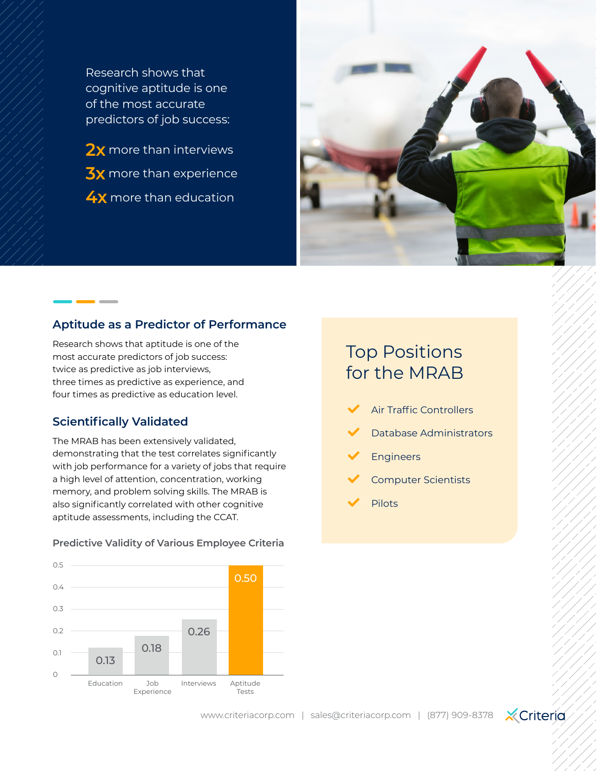Research shows that cognitive aptitude is one of the most accurate predictors of job success:

2x more than interviews

3x more than experience

4x more than education

## Aptitude as a Predictor of Performance

Research shows that aptitude is one of the most accurate predictors of job success: twice as predictive as job interviews, three times as predictive as experience, and four times as predictive as education level.

## Scientifically Validated

The MRAB has been extensively validated, demonstrating that the test correlates significantly with job performance for a variety of jobs that require a high level of attention, concentration, working memory, and problem solving skills. The MRAB is also significantly correlated with other cognitive aptitude assessments, including the CCAT.

### Predictive Validity of Various Employee Criteria

0.5
0.4
0.3
0.2
0.1
0

0.13
0.18
0.26
0.50

Education
Job Experience
Interviews
Aptitude Tests

## Top Positions for the MRAB

- Air Traffic Controllers
- Database Administrators
- Engineers
- Computer Scientists
- Pilots

www.criteriacorp.com | sales@criteriacorp.com | (877) 909-8378 Criteria